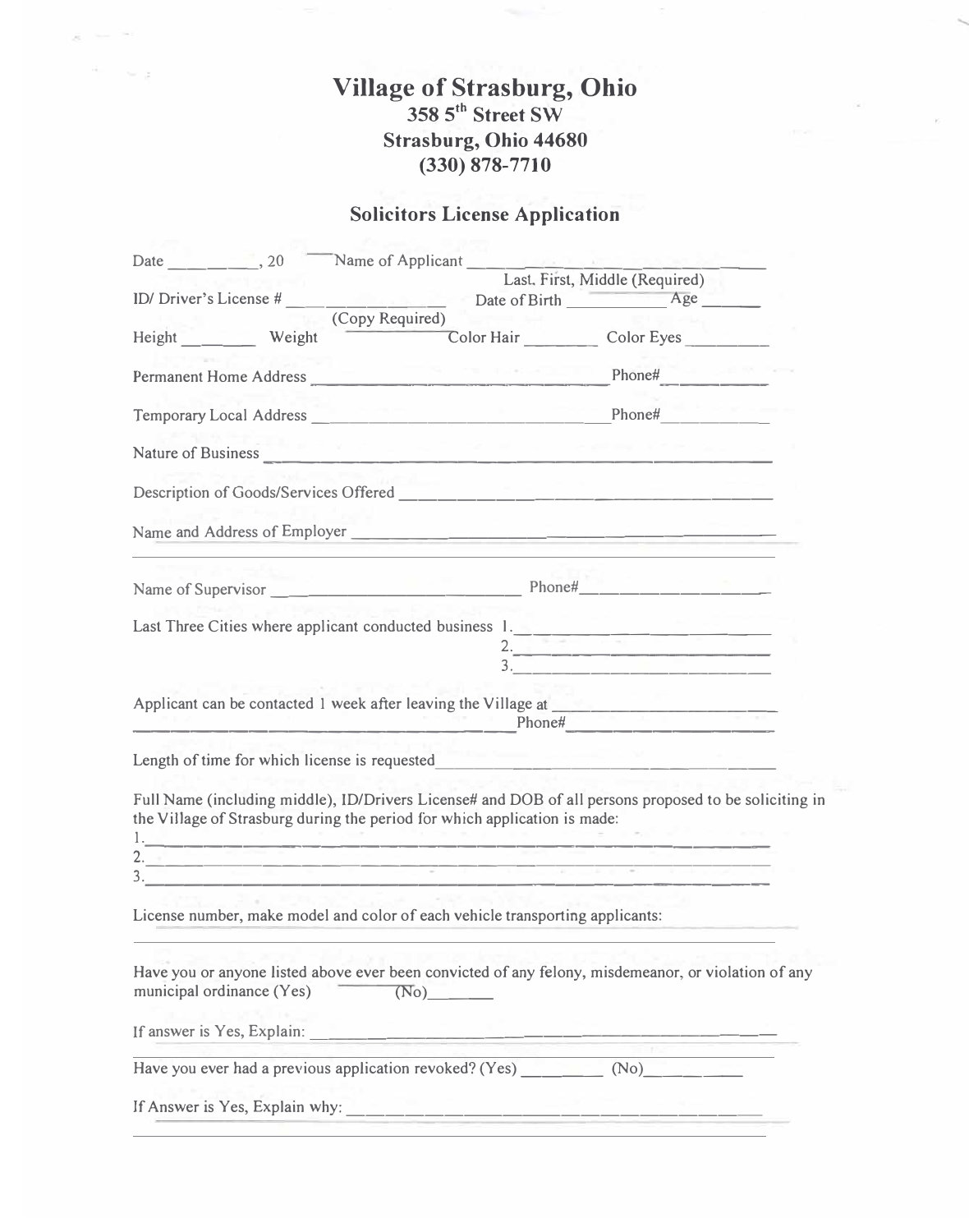# Village of Strasburg, Ohio

**358 5th Street SW**
**Strasburg, Ohio 44680**
**(330) 878-7710**

## Solicitors License Application

Date __________, 20 ___ Name of Applicant ______________________________
Last, First, Middle (Required)

ID/ Driver's License # ________________ Date of Birth ____________ Age ______
(Copy Required)

Height ________ Weight ____________ Color Hair ________ Color Eyes _________

Permanent Home Address ____________________________________ Phone# ____________

Temporary Local Address ____________________________________ Phone# ____________

Nature of Business ______________________________________________________________

Description of Goods/Services Offered ____________________________________________

Name and Address of Employer ________________________________________________
______________________________________________________________________________

Name of Supervisor ___________________________ Phone# ____________________

Last Three Cities where applicant conducted business 1. ____________________________
2. ____________________________
3. ____________________________

Applicant can be contacted 1 week after leaving the Village at ________________________
________________________________________________ Phone# ____________________

Length of time for which license is requested ____________________________________

Full Name (including middle), ID/Drivers License# and DOB of all persons proposed to be soliciting in the Village of Strasburg during the period for which application is made:

1. ____________________________________________________________________________
2. ____________________________________________________________________________
3. ____________________________________________________________________________

License number, make model and color of each vehicle transporting applicants:
______________________________________________________________________________

Have you or anyone listed above ever been convicted of any felony, misdemeanor, or violation of any municipal ordinance (Yes) ________ (No) ________

If answer is Yes, Explain: ____________________________________________________
______________________________________________________________________________

Have you ever had a previous application revoked? (Yes) _________ (No) __________

If Answer is Yes, Explain why: ________________________________________________
______________________________________________________________________________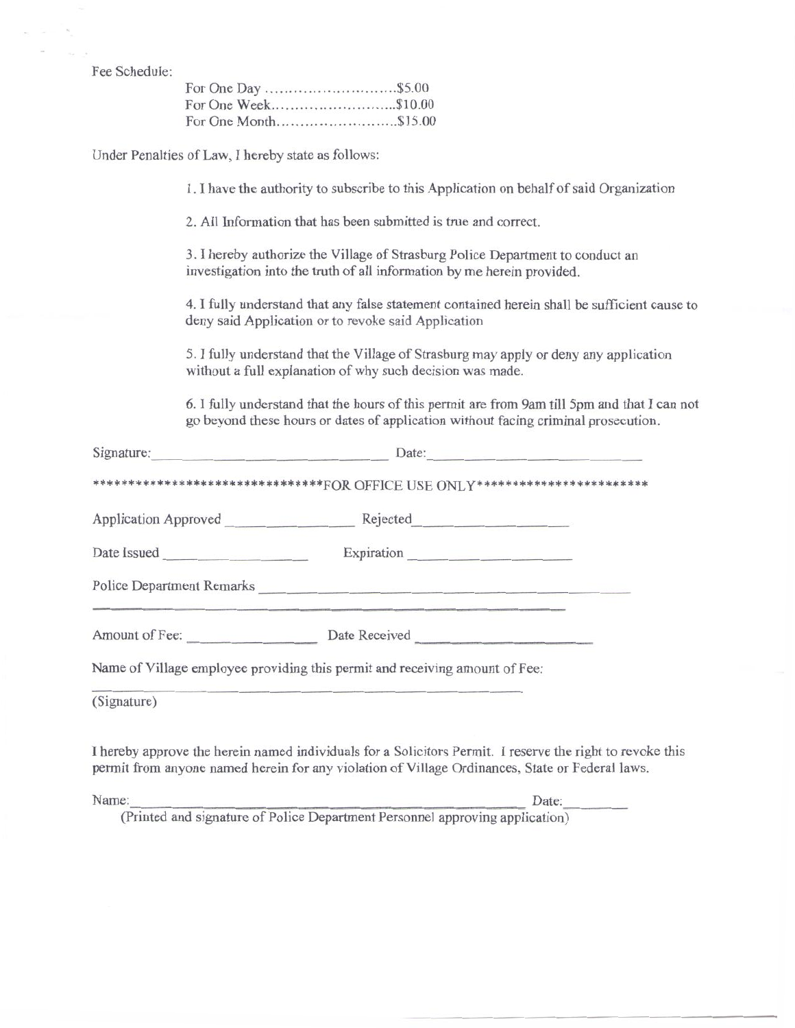Fee Schedule:

For One Day ..............................$5.00
For One Week.............................$10.00
For One Month...........................$15.00

Under Penalties of Law, I hereby state as follows:

1. I have the authority to subscribe to this Application on behalf of said Organization

2. All Information that has been submitted is true and correct.

3. I hereby authorize the Village of Strasburg Police Department to conduct an investigation into the truth of all information by me herein provided.

4. I fully understand that any false statement contained herein shall be sufficient cause to deny said Application or to revoke said Application

5. I fully understand that the Village of Strasburg may apply or deny any application without a full explanation of why such decision was made.

6. I fully understand that the hours of this permit are from 9am till 5pm and that I can not go beyond these hours or dates of application without facing criminal prosecution.

Signature:______________________________ Date:____________________________

*******************************FOR OFFICE USE ONLY***********************

Application Approved _______________ Rejected__________________

Date Issued __________________ Expiration ____________________

Police Department Remarks ________________________________________________
______________________________________________________________

Amount of Fee: ________________ Date Received ____________________

Name of Village employee providing this permit and receiving amount of Fee:

______________________________________________
(Signature)

I hereby approve the herein named individuals for a Solicitors Permit. I reserve the right to revoke this permit from anyone named herein for any violation of Village Ordinances, State or Federal laws.

Name:_______________________________________________ Date:_______
(Printed and signature of Police Department Personnel approving application)